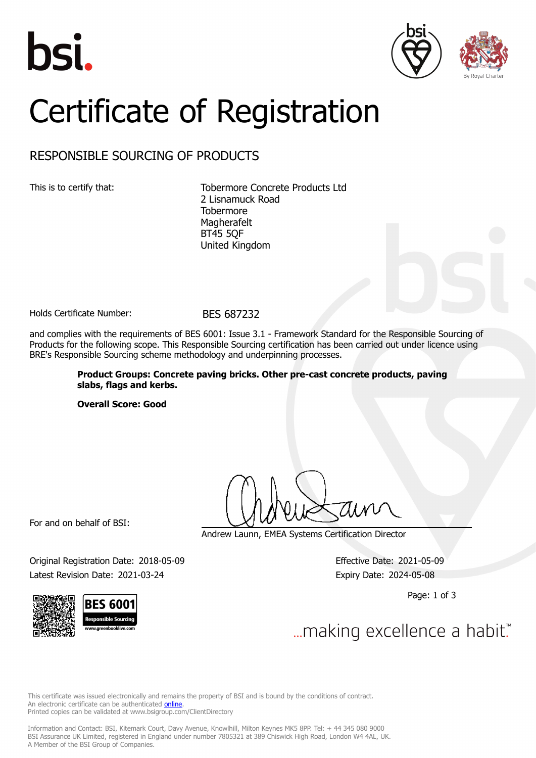# Certificate of Registration

## RESPONSIBLE SOURCING OF PRODUCTS

This is to certify that:

Tobermore Concrete Products Ltd
2 Lisnamuck Road
Tobermore
Magherafelt
BT45 5QF
United Kingdom

Holds Certificate Number: BES 687232

and complies with the requirements of BES 6001: Issue 3.1 - Framework Standard for the Responsible Sourcing of Products for the following scope. This Responsible Sourcing certification has been carried out under licence using BRE's Responsible Sourcing scheme methodology and underpinning processes.

**Product Groups: Concrete paving bricks. Other pre-cast concrete products, paving slabs, flags and kerbs.**

**Overall Score: Good**

For and on behalf of BSI:

Andrew Launn, EMEA Systems Certification Director

Original Registration Date: 2018-05-09
Latest Revision Date: 2021-03-24

Effective Date: 2021-05-09
Expiry Date: 2024-05-08

BES 6001
Responsible Sourcing
www.greenbooklive.com

...making excellence a habit.™

This certificate was issued electronically and remains the property of BSI and is bound by the conditions of contract.
An electronic certificate can be authenticated online.
Printed copies can be validated at www.bsigroup.com/ClientDirectory

Information and Contact: BSI, Kitemark Court, Davy Avenue, Knowlhill, Milton Keynes MK5 8PP. Tel: + 44 345 080 9000
BSI Assurance UK Limited, registered in England under number 7805321 at 389 Chiswick High Road, London W4 4AL, UK.
A Member of the BSI Group of Companies.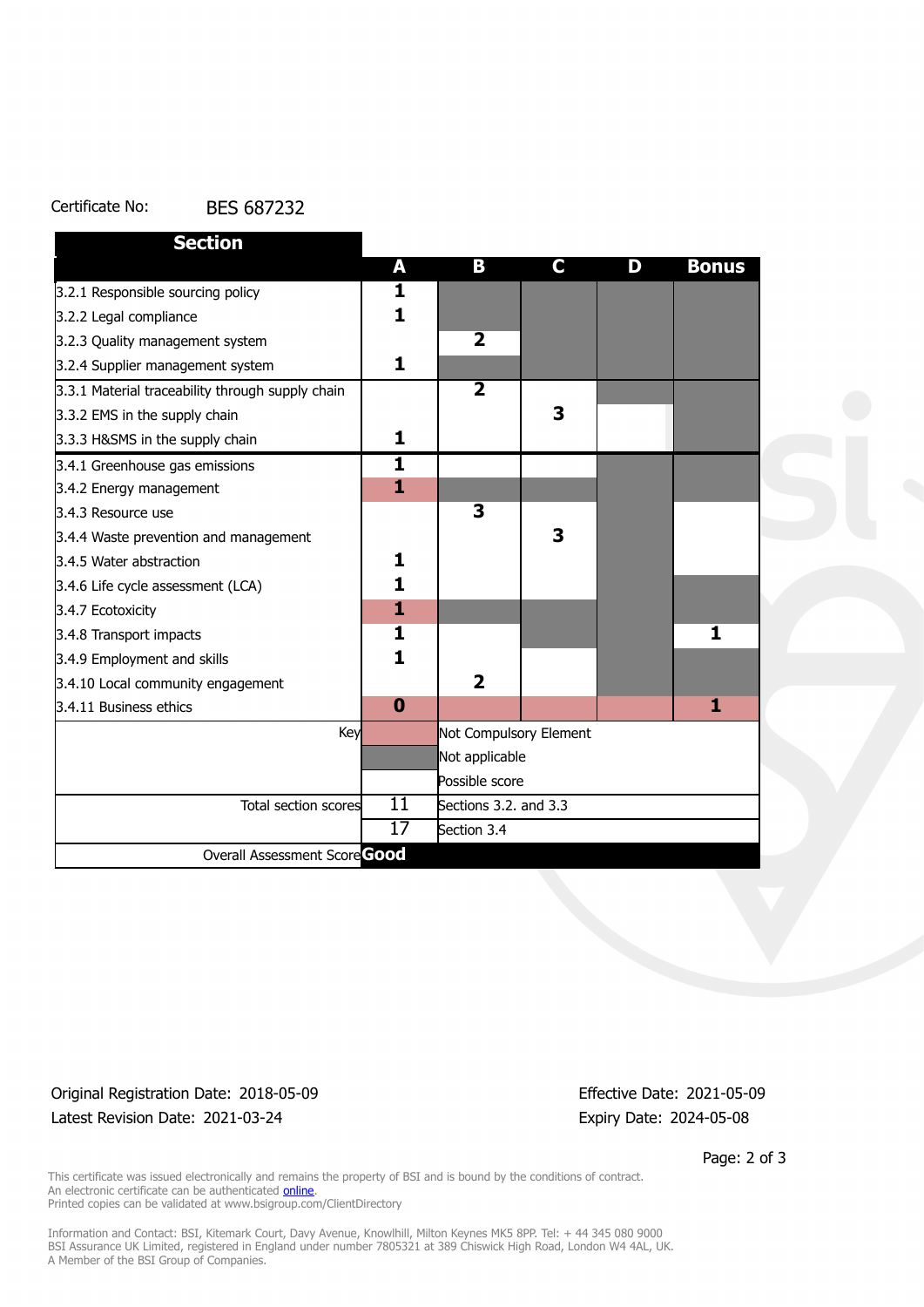Certificate No: BES 687232

| Section | A | B | C | D | Bonus |
|---|---|---|---|---|---|
| 3.2.1 Responsible sourcing policy | 1 | | | | |
| 3.2.2 Legal compliance | 1 | | | | |
| 3.2.3 Quality management system | | 2 | | | |
| 3.2.4 Supplier management system | 1 | | | | |
| 3.3.1 Material traceability through supply chain | | 2 | | | |
| 3.3.2 EMS in the supply chain | | | 3 | | |
| 3.3.3 H&SMS in the supply chain | 1 | | | | |
| 3.4.1 Greenhouse gas emissions | 1 | | | | |
| 3.4.2 Energy management | 1 | | | | |
| 3.4.3 Resource use | | 3 | | | |
| 3.4.4 Waste prevention and management | | | 3 | | |
| 3.4.5 Water abstraction | 1 | | | | |
| 3.4.6 Life cycle assessment (LCA) | 1 | | | | |
| 3.4.7 Ecotoxicity | 1 | | | | |
| 3.4.8 Transport impacts | 1 | | | | 1 |
| 3.4.9 Employment and skills | 1 | | | | |
| 3.4.10 Local community engagement | | 2 | | | |
| 3.4.11 Business ethics | 0 | | | | 1 |

| Key | |
|---|---|
| (pink) | Not Compulsory Element |
| (grey) | Not applicable |
| (white) | Possible score |

| Total section scores | | |
|---|---|---|
| | 11 | Sections 3.2. and 3.3 |
| | 17 | Section 3.4 |
| Overall Assessment Score | Good | |

Original Registration Date: 2018-05-09

Latest Revision Date: 2021-03-24

Effective Date: 2021-05-09

Expiry Date: 2024-05-08

This certificate was issued electronically and remains the property of BSI and is bound by the conditions of contract.
An electronic certificate can be authenticated online.
Printed copies can be validated at www.bsigroup.com/ClientDirectory

Information and Contact: BSI, Kitemark Court, Davy Avenue, Knowlhill, Milton Keynes MK5 8PP. Tel: + 44 345 080 9000
BSI Assurance UK Limited, registered in England under number 7805321 at 389 Chiswick High Road, London W4 4AL, UK.
A Member of the BSI Group of Companies.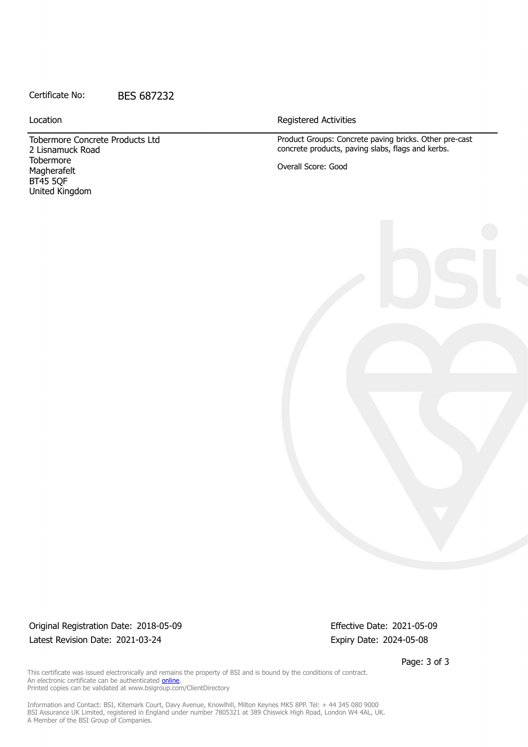Certificate No: BES 687232

| Location | Registered Activities |
| --- | --- |
| Tobermore Concrete Products Ltd<br>2 Lisnamuck Road<br>Tobermore<br>Magherafelt<br>BT45 5QF<br>United Kingdom | Product Groups: Concrete paving bricks. Other pre-cast concrete products, paving slabs, flags and kerbs.<br><br>Overall Score: Good |

Original Registration Date: 2018-05-09

Latest Revision Date: 2021-03-24

Effective Date: 2021-05-09

Expiry Date: 2024-05-08

This certificate was issued electronically and remains the property of BSI and is bound by the conditions of contract.
An electronic certificate can be authenticated online.
Printed copies can be validated at www.bsigroup.com/ClientDirectory

Information and Contact: BSI, Kitemark Court, Davy Avenue, Knowlhill, Milton Keynes MK5 8PP. Tel: + 44 345 080 9000
BSI Assurance UK Limited, registered in England under number 7805321 at 389 Chiswick High Road, London W4 4AL, UK.
A Member of the BSI Group of Companies.